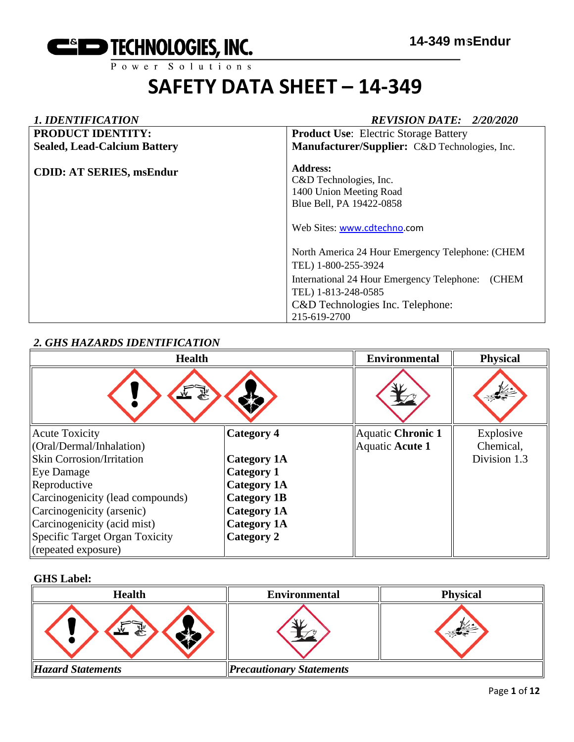# SAFETY DATA SHEET – 14-349

*1. IDENTIFICATION* *REVISION DATE: 2/20/2020*

| **PRODUCT IDENTITY:** **Sealed, Lead-Calcium Battery** **CDID: AT SERIES, msEndur** | **Product Use**: Electric Storage Battery **Manufacturer/Supplier:** C&D Technologies, Inc. **Address:** C&D Technologies, Inc. 1400 Union Meeting Road Blue Bell, PA 19422-0858 Web Sites: www.cdtechno.com North America 24 Hour Emergency Telephone: (CHEM TEL) 1-800-255-3924 International 24 Hour Emergency Telephone: (CHEM TEL) 1-813-248-0585 C&D Technologies Inc. Telephone: 215-619-2700 |
|---|---|

## *2. GHS HAZARDS IDENTIFICATION*

| Health | | Environmental | Physical |
|---|---|---|---|
| Acute Toxicity (Oral/Dermal/Inhalation) | **Category 4** | Aquatic **Chronic 1** | Explosive Chemical, Division 1.3 |
| Skin Corrosion/Irritation | **Category 1A** | Aquatic **Acute 1** | |
| Eye Damage | **Category 1** | | |
| Reproductive | **Category 1A** | | |
| Carcinogenicity (lead compounds) | **Category 1B** | | |
| Carcinogenicity (arsenic) | **Category 1A** | | |
| Carcinogenicity (acid mist) | **Category 1A** | | |
| Specific Target Organ Toxicity (repeated exposure) | **Category 2** | | |

**GHS Label:**

| Health | Environmental | Physical |
|---|---|---|
| ***Hazard Statements*** | ***Precautionary Statements*** | |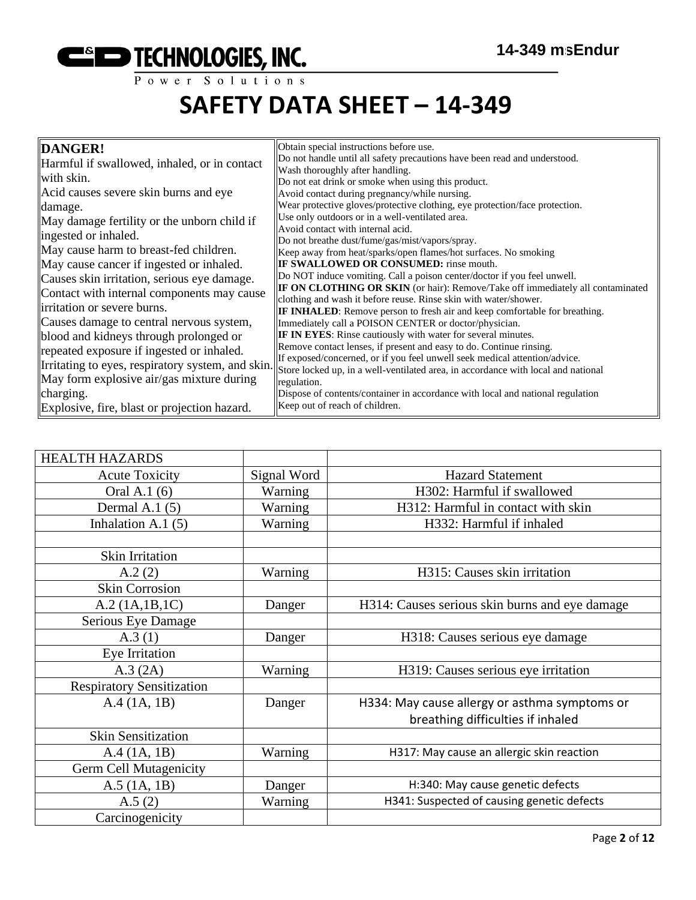# SAFETY DATA SHEET – 14-349

| DANGER! | |
|---|---|
| Harmful if swallowed, inhaled, or in contact with skin.<br>Acid causes severe skin burns and eye damage.<br>May damage fertility or the unborn child if ingested or inhaled.<br>May cause harm to breast-fed children.<br>May cause cancer if ingested or inhaled.<br>Causes skin irritation, serious eye damage.<br>Contact with internal components may cause irritation or severe burns.<br>Causes damage to central nervous system, blood and kidneys through prolonged or repeated exposure if ingested or inhaled.<br>Irritating to eyes, respiratory system, and skin.<br>May form explosive air/gas mixture during charging.<br>Explosive, fire, blast or projection hazard. | Obtain special instructions before use.<br>Do not handle until all safety precautions have been read and understood.<br>Wash thoroughly after handling.<br>Do not eat drink or smoke when using this product.<br>Avoid contact during pregnancy/while nursing.<br>Wear protective gloves/protective clothing, eye protection/face protection.<br>Use only outdoors or in a well-ventilated area.<br>Avoid contact with internal acid.<br>Do not breathe dust/fume/gas/mist/vapors/spray.<br>Keep away from heat/sparks/open flames/hot surfaces. No smoking<br>**IF SWALLOWED OR CONSUMED:** rinse mouth.<br>Do NOT induce vomiting. Call a poison center/doctor if you feel unwell.<br>**IF ON CLOTHING OR SKIN** (or hair): Remove/Take off immediately all contaminated clothing and wash it before reuse. Rinse skin with water/shower.<br>**IF INHALED**: Remove person to fresh air and keep comfortable for breathing. Immediately call a POISON CENTER or doctor/physician.<br>**IF IN EYES**: Rinse cautiously with water for several minutes.<br>Remove contact lenses, if present and easy to do. Continue rinsing.<br>If exposed/concerned, or if you feel unwell seek medical attention/advice.<br>Store locked up, in a well-ventilated area, in accordance with local and national regulation.<br>Dispose of contents/container in accordance with local and national regulation<br>Keep out of reach of children. |

| HEALTH HAZARDS | | |
|---|---|---|
| Acute Toxicity | Signal Word | Hazard Statement |
| Oral A.1 (6) | Warning | H302: Harmful if swallowed |
| Dermal A.1 (5) | Warning | H312: Harmful in contact with skin |
| Inhalation A.1 (5) | Warning | H332: Harmful if inhaled |
| | | |
| Skin Irritation | | |
| A.2 (2) | Warning | H315: Causes skin irritation |
| Skin Corrosion | | |
| A.2 (1A,1B,1C) | Danger | H314: Causes serious skin burns and eye damage |
| Serious Eye Damage | | |
| A.3 (1) | Danger | H318: Causes serious eye damage |
| Eye Irritation | | |
| A.3 (2A) | Warning | H319: Causes serious eye irritation |
| Respiratory Sensitization | | |
| A.4 (1A, 1B) | Danger | H334: May cause allergy or asthma symptoms or breathing difficulties if inhaled |
| Skin Sensitization | | |
| A.4 (1A, 1B) | Warning | H317: May cause an allergic skin reaction |
| Germ Cell Mutagenicity | | |
| A.5 (1A, 1B) | Danger | H:340: May cause genetic defects |
| A.5 (2) | Warning | H341: Suspected of causing genetic defects |
| Carcinogenicity | | |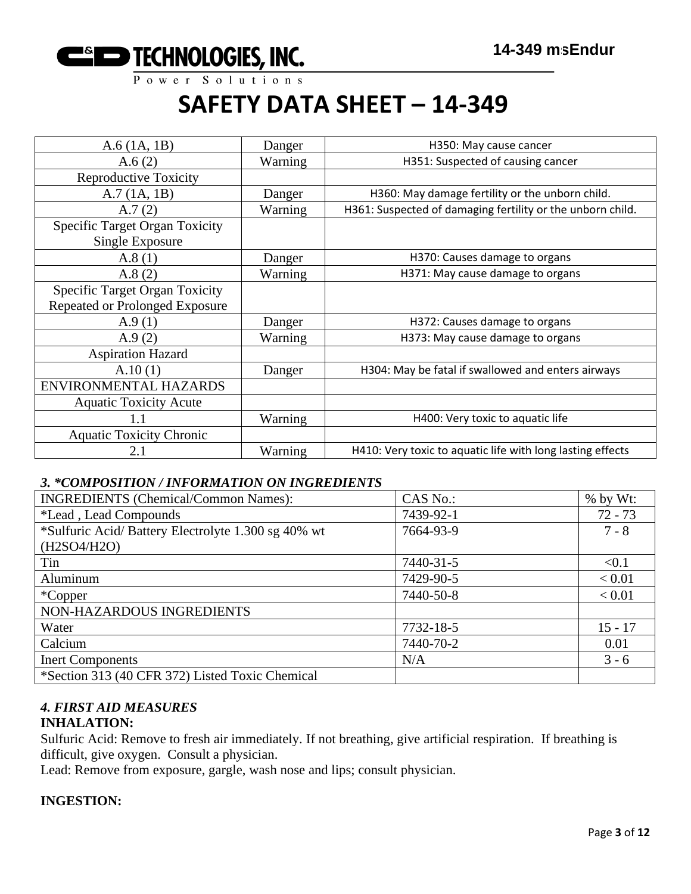# SAFETY DATA SHEET – 14-349

| | | |
|---|---|---|
| A.6 (1A, 1B) | Danger | H350: May cause cancer |
| A.6 (2) | Warning | H351: Suspected of causing cancer |
| Reproductive Toxicity | | |
| A.7 (1A, 1B) | Danger | H360: May damage fertility or the unborn child. |
| A.7 (2) | Warning | H361: Suspected of damaging fertility or the unborn child. |
| Specific Target Organ Toxicity Single Exposure | | |
| A.8 (1) | Danger | H370: Causes damage to organs |
| A.8 (2) | Warning | H371: May cause damage to organs |
| Specific Target Organ Toxicity Repeated or Prolonged Exposure | | |
| A.9 (1) | Danger | H372: Causes damage to organs |
| A.9 (2) | Warning | H373: May cause damage to organs |
| Aspiration Hazard | | |
| A.10 (1) | Danger | H304: May be fatal if swallowed and enters airways |
| ENVIRONMENTAL HAZARDS | | |
| Aquatic Toxicity Acute | | |
| 1.1 | Warning | H400: Very toxic to aquatic life |
| Aquatic Toxicity Chronic | | |
| 2.1 | Warning | H410: Very toxic to aquatic life with long lasting effects |

### *3. *COMPOSITION / INFORMATION ON INGREDIENTS*

| INGREDIENTS (Chemical/Common Names): | CAS No.: | % by Wt: |
|---|---|---|
| *Lead , Lead Compounds | 7439-92-1 | 72 - 73 |
| *Sulfuric Acid/ Battery Electrolyte 1.300 sg 40% wt ($H_2SO_4/H_2O$) | 7664-93-9 | 7 - 8 |
| Tin | 7440-31-5 | <0.1 |
| Aluminum | 7429-90-5 | < 0.01 |
| *Copper | 7440-50-8 | < 0.01 |
| NON-HAZARDOUS INGREDIENTS | | |
| Water | 7732-18-5 | 15 - 17 |
| Calcium | 7440-70-2 | 0.01 |
| Inert Components | N/A | 3 - 6 |
| *Section 313 (40 CFR 372) Listed Toxic Chemical | | |

### *4. FIRST AID MEASURES*

**INHALATION:**

Sulfuric Acid: Remove to fresh air immediately. If not breathing, give artificial respiration. If breathing is difficult, give oxygen. Consult a physician.

Lead: Remove from exposure, gargle, wash nose and lips; consult physician.

**INGESTION:**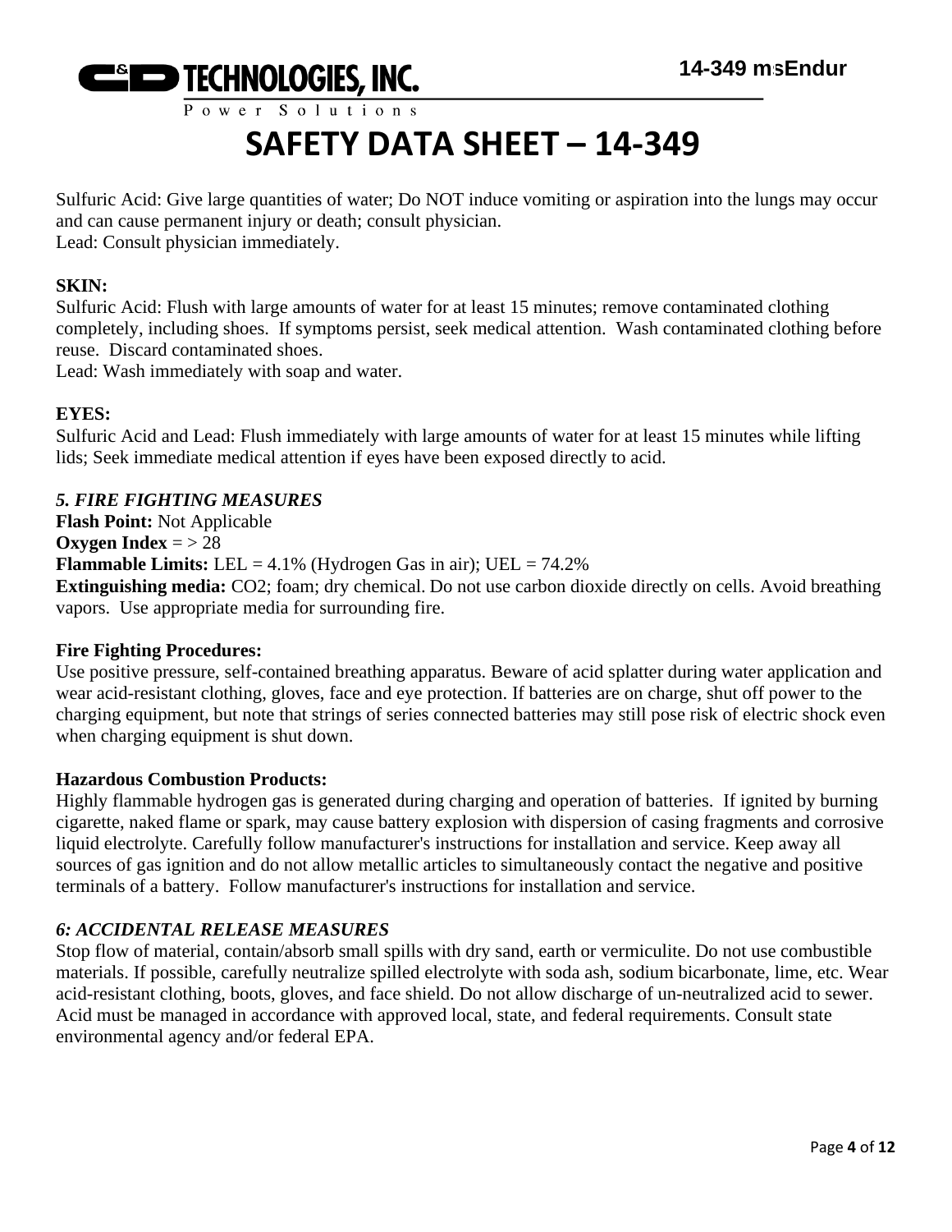Sulfuric Acid: Give large quantities of water; Do NOT induce vomiting or aspiration into the lungs may occur and can cause permanent injury or death; consult physician.
Lead: Consult physician immediately.

**SKIN:**
Sulfuric Acid: Flush with large amounts of water for at least 15 minutes; remove contaminated clothing completely, including shoes. If symptoms persist, seek medical attention. Wash contaminated clothing before reuse. Discard contaminated shoes.
Lead: Wash immediately with soap and water.

**EYES:**
Sulfuric Acid and Lead: Flush immediately with large amounts of water for at least 15 minutes while lifting lids; Seek immediate medical attention if eyes have been exposed directly to acid.

### *5. FIRE FIGHTING MEASURES*

**Flash Point:** Not Applicable
**Oxygen Index** = > 28
**Flammable Limits:** LEL = 4.1% (Hydrogen Gas in air); UEL = 74.2%
**Extinguishing media:** $CO_2$; foam; dry chemical. Do not use carbon dioxide directly on cells. Avoid breathing vapors. Use appropriate media for surrounding fire.

**Fire Fighting Procedures:**
Use positive pressure, self-contained breathing apparatus. Beware of acid splatter during water application and wear acid-resistant clothing, gloves, face and eye protection. If batteries are on charge, shut off power to the charging equipment, but note that strings of series connected batteries may still pose risk of electric shock even when charging equipment is shut down.

**Hazardous Combustion Products:**
Highly flammable hydrogen gas is generated during charging and operation of batteries. If ignited by burning cigarette, naked flame or spark, may cause battery explosion with dispersion of casing fragments and corrosive liquid electrolyte. Carefully follow manufacturer's instructions for installation and service. Keep away all sources of gas ignition and do not allow metallic articles to simultaneously contact the negative and positive terminals of a battery. Follow manufacturer's instructions for installation and service.

### *6: ACCIDENTAL RELEASE MEASURES*

Stop flow of material, contain/absorb small spills with dry sand, earth or vermiculite. Do not use combustible materials. If possible, carefully neutralize spilled electrolyte with soda ash, sodium bicarbonate, lime, etc. Wear acid-resistant clothing, boots, gloves, and face shield. Do not allow discharge of un-neutralized acid to sewer. Acid must be managed in accordance with approved local, state, and federal requirements. Consult state environmental agency and/or federal EPA.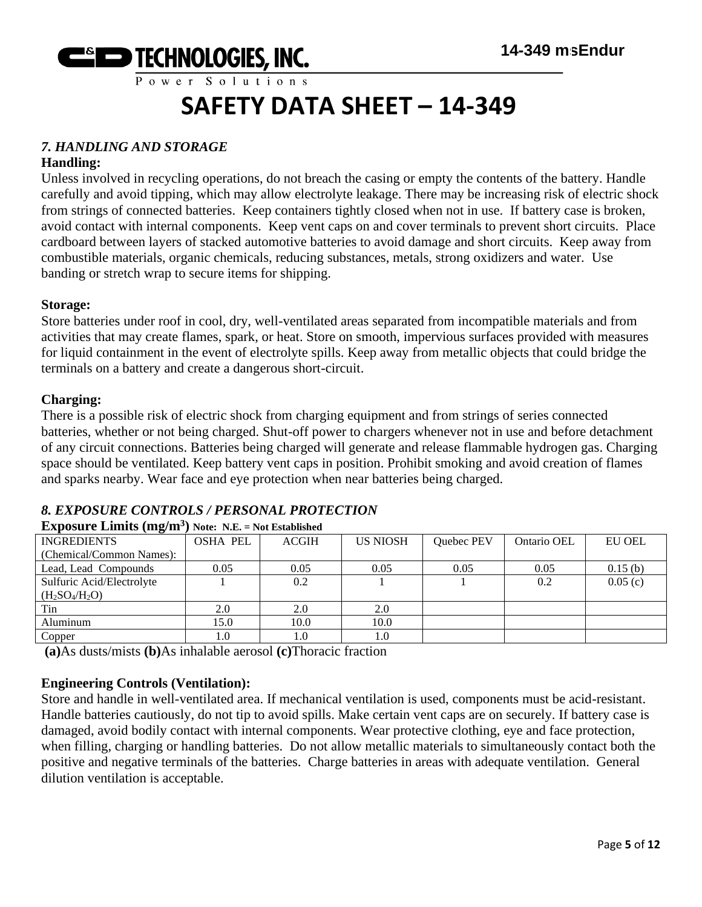# SAFETY DATA SHEET – 14-349

### *7. HANDLING AND STORAGE*

**Handling:**

Unless involved in recycling operations, do not breach the casing or empty the contents of the battery. Handle carefully and avoid tipping, which may allow electrolyte leakage. There may be increasing risk of electric shock from strings of connected batteries. Keep containers tightly closed when not in use. If battery case is broken, avoid contact with internal components. Keep vent caps on and cover terminals to prevent short circuits. Place cardboard between layers of stacked automotive batteries to avoid damage and short circuits. Keep away from combustible materials, organic chemicals, reducing substances, metals, strong oxidizers and water. Use banding or stretch wrap to secure items for shipping.

**Storage:**

Store batteries under roof in cool, dry, well-ventilated areas separated from incompatible materials and from activities that may create flames, spark, or heat. Store on smooth, impervious surfaces provided with measures for liquid containment in the event of electrolyte spills. Keep away from metallic objects that could bridge the terminals on a battery and create a dangerous short-circuit.

**Charging:**

There is a possible risk of electric shock from charging equipment and from strings of series connected batteries, whether or not being charged. Shut-off power to chargers whenever not in use and before detachment of any circuit connections. Batteries being charged will generate and release flammable hydrogen gas. Charging space should be ventilated. Keep battery vent caps in position. Prohibit smoking and avoid creation of flames and sparks nearby. Wear face and eye protection when near batteries being charged.

### *8. EXPOSURE CONTROLS / PERSONAL PROTECTION*

**Exposure Limits (mg/m$^3$)** **Note: N.E. = Not Established**

| INGREDIENTS (Chemical/Common Names): | OSHA PEL | ACGIH | US NIOSH | Quebec PEV | Ontario OEL | EU OEL |
|---|---|---|---|---|---|---|
| Lead, Lead Compounds | 0.05 | 0.05 | 0.05 | 0.05 | 0.05 | 0.15 (b) |
| Sulfuric Acid/Electrolyte ($H_2SO_4/H_2O$) | 1 | 0.2 | 1 | 1 | 0.2 | 0.05 (c) |
| Tin | 2.0 | 2.0 | 2.0 | | | |
| Aluminum | 15.0 | 10.0 | 10.0 | | | |
| Copper | 1.0 | 1.0 | 1.0 | | | |

**(a)**As dusts/mists **(b)**As inhalable aerosol **(c)**Thoracic fraction

**Engineering Controls (Ventilation):**

Store and handle in well-ventilated area. If mechanical ventilation is used, components must be acid-resistant. Handle batteries cautiously, do not tip to avoid spills. Make certain vent caps are on securely. If battery case is damaged, avoid bodily contact with internal components. Wear protective clothing, eye and face protection, when filling, charging or handling batteries. Do not allow metallic materials to simultaneously contact both the positive and negative terminals of the batteries. Charge batteries in areas with adequate ventilation. General dilution ventilation is acceptable.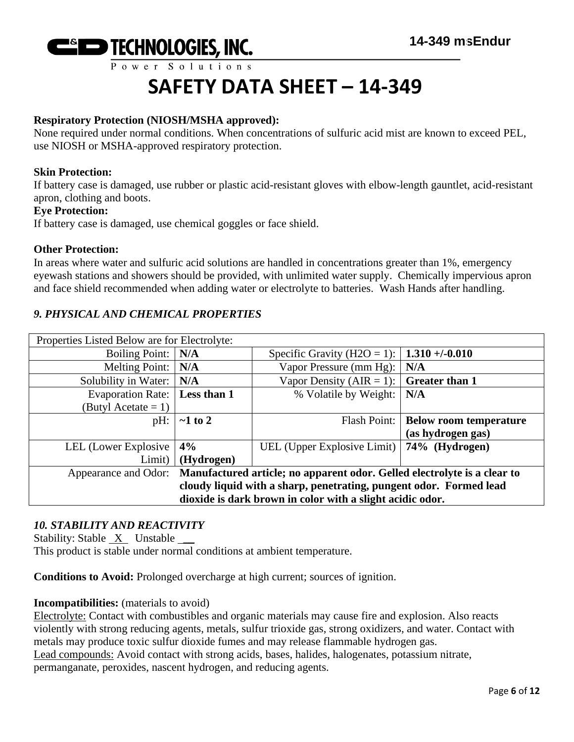# SAFETY DATA SHEET – 14-349

**Respiratory Protection (NIOSH/MSHA approved):**
None required under normal conditions. When concentrations of sulfuric acid mist are known to exceed PEL, use NIOSH or MSHA-approved respiratory protection.

**Skin Protection:**
If battery case is damaged, use rubber or plastic acid-resistant gloves with elbow-length gauntlet, acid-resistant apron, clothing and boots.

**Eye Protection:**
If battery case is damaged, use chemical goggles or face shield.

**Other Protection:**
In areas where water and sulfuric acid solutions are handled in concentrations greater than 1%, emergency eyewash stations and showers should be provided, with unlimited water supply. Chemically impervious apron and face shield recommended when adding water or electrolyte to batteries. Wash Hands after handling.

## *9. PHYSICAL AND CHEMICAL PROPERTIES*

| Properties Listed Below are for Electrolyte: | | | |
|---|---|---|---|
| Boiling Point: | **N/A** | Specific Gravity ($H_2O$ = 1): | **1.310 +/-0.010** |
| Melting Point: | **N/A** | Vapor Pressure (mm Hg): | **N/A** |
| Solubility in Water: | **N/A** | Vapor Density (AIR = 1): | **Greater than 1** |
| Evaporation Rate: (Butyl Acetate = 1) | **Less than 1** | % Volatile by Weight: | **N/A** |
| pH: | **~1 to 2** | Flash Point: | **Below room temperature (as hydrogen gas)** |
| LEL (Lower Explosive Limit) | **4% (Hydrogen)** | UEL (Upper Explosive Limit) | **74% (Hydrogen)** |
| Appearance and Odor: | **Manufactured article; no apparent odor. Gelled electrolyte is a clear to cloudy liquid with a sharp, penetrating, pungent odor. Formed lead dioxide is dark brown in color with a slight acidic odor.** | | |

## *10. STABILITY AND REACTIVITY*

Stability: Stable \_X\_ Unstable \_\_
This product is stable under normal conditions at ambient temperature.

**Conditions to Avoid:** Prolonged overcharge at high current; sources of ignition.

**Incompatibilities:** (materials to avoid)
Electrolyte: Contact with combustibles and organic materials may cause fire and explosion. Also reacts violently with strong reducing agents, metals, sulfur trioxide gas, strong oxidizers, and water. Contact with metals may produce toxic sulfur dioxide fumes and may release flammable hydrogen gas.
Lead compounds: Avoid contact with strong acids, bases, halides, halogenates, potassium nitrate, permanganate, peroxides, nascent hydrogen, and reducing agents.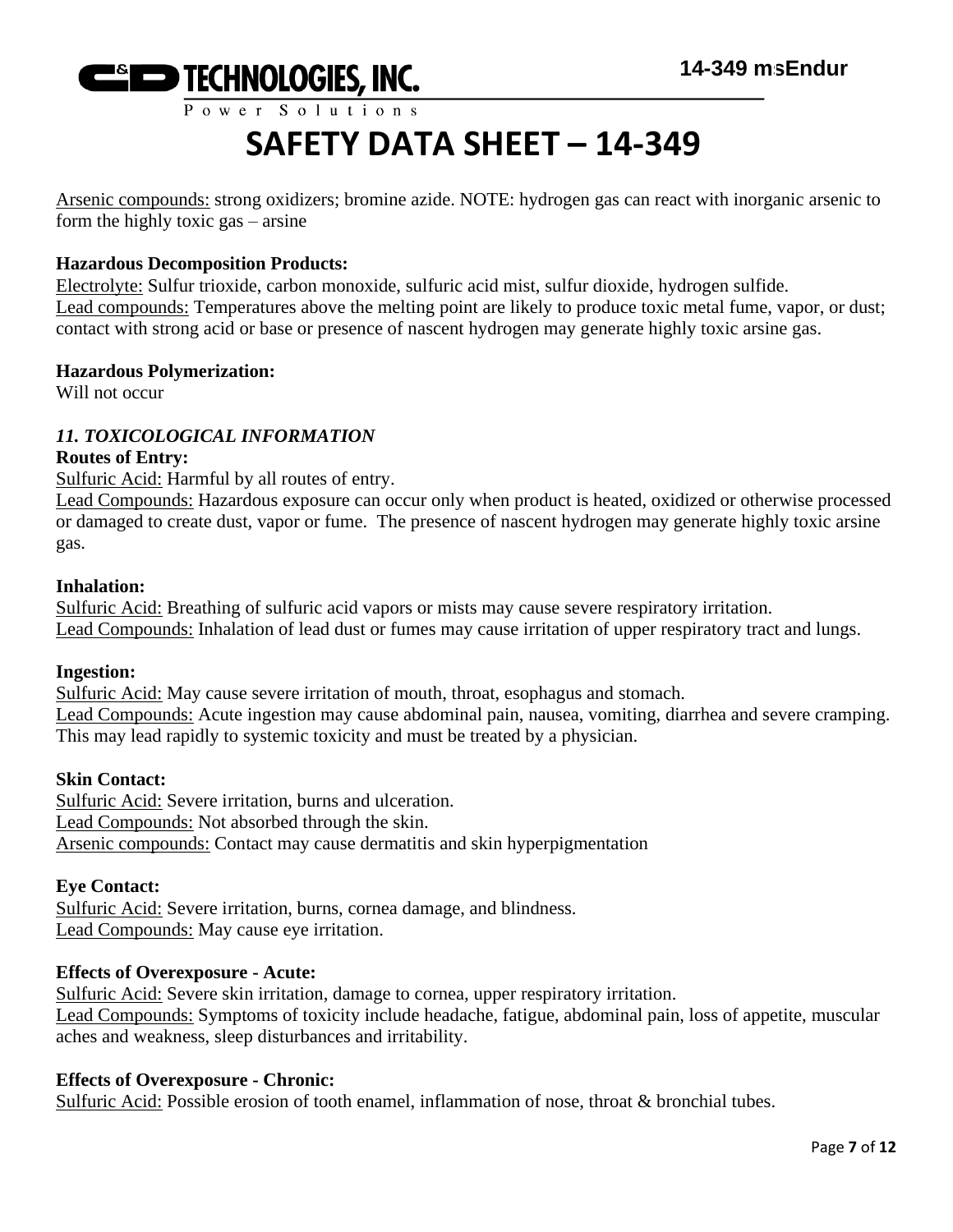Arsenic compounds: strong oxidizers; bromine azide. NOTE: hydrogen gas can react with inorganic arsenic to form the highly toxic gas – arsine

**Hazardous Decomposition Products:**
Electrolyte: Sulfur trioxide, carbon monoxide, sulfuric acid mist, sulfur dioxide, hydrogen sulfide.
Lead compounds: Temperatures above the melting point are likely to produce toxic metal fume, vapor, or dust; contact with strong acid or base or presence of nascent hydrogen may generate highly toxic arsine gas.

**Hazardous Polymerization:**
Will not occur

## *11. TOXICOLOGICAL INFORMATION*

**Routes of Entry:**
Sulfuric Acid: Harmful by all routes of entry.
Lead Compounds: Hazardous exposure can occur only when product is heated, oxidized or otherwise processed or damaged to create dust, vapor or fume. The presence of nascent hydrogen may generate highly toxic arsine gas.

**Inhalation:**
Sulfuric Acid: Breathing of sulfuric acid vapors or mists may cause severe respiratory irritation.
Lead Compounds: Inhalation of lead dust or fumes may cause irritation of upper respiratory tract and lungs.

**Ingestion:**
Sulfuric Acid: May cause severe irritation of mouth, throat, esophagus and stomach.
Lead Compounds: Acute ingestion may cause abdominal pain, nausea, vomiting, diarrhea and severe cramping. This may lead rapidly to systemic toxicity and must be treated by a physician.

**Skin Contact:**
Sulfuric Acid: Severe irritation, burns and ulceration.
Lead Compounds: Not absorbed through the skin.
Arsenic compounds: Contact may cause dermatitis and skin hyperpigmentation

**Eye Contact:**
Sulfuric Acid: Severe irritation, burns, cornea damage, and blindness.
Lead Compounds: May cause eye irritation.

**Effects of Overexposure - Acute:**
Sulfuric Acid: Severe skin irritation, damage to cornea, upper respiratory irritation.
Lead Compounds: Symptoms of toxicity include headache, fatigue, abdominal pain, loss of appetite, muscular aches and weakness, sleep disturbances and irritability.

**Effects of Overexposure - Chronic:**
Sulfuric Acid: Possible erosion of tooth enamel, inflammation of nose, throat & bronchial tubes.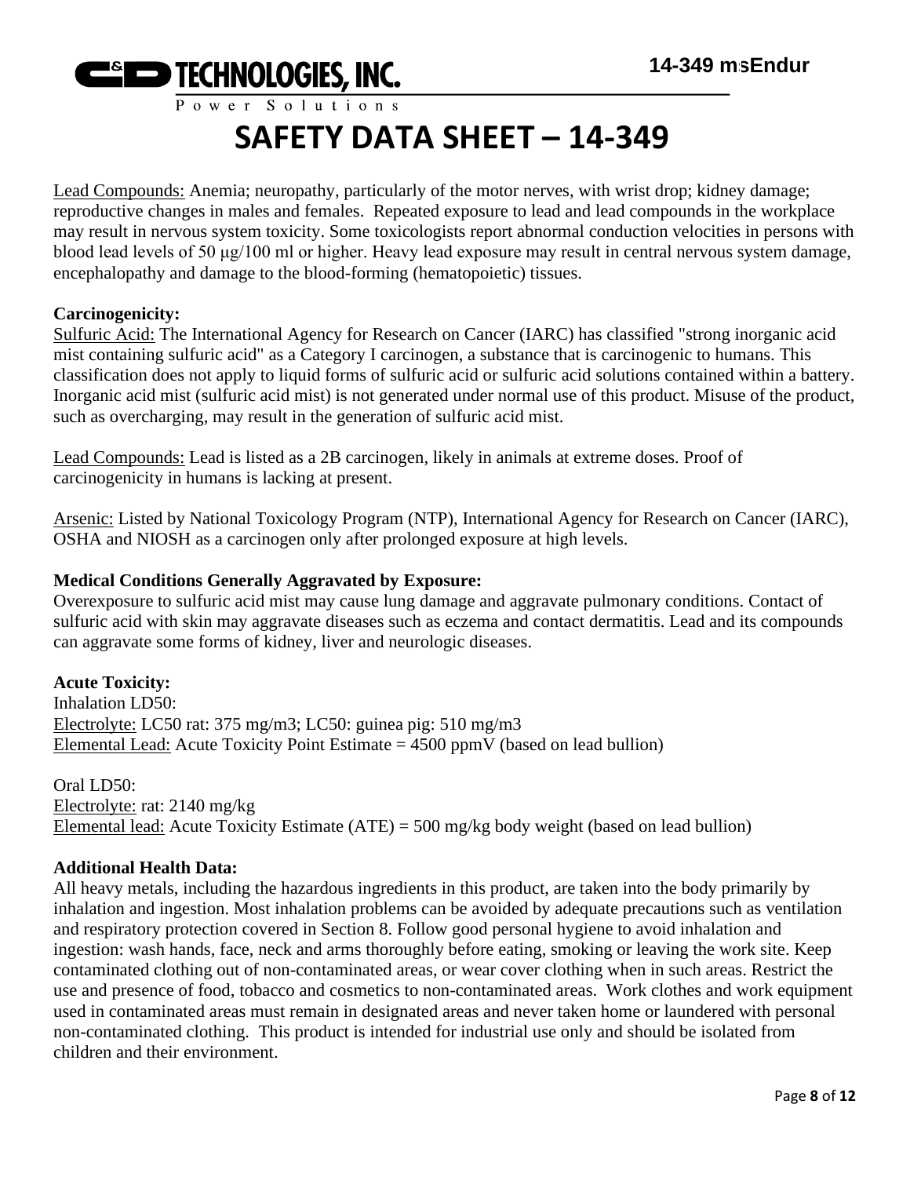Lead Compounds: Anemia; neuropathy, particularly of the motor nerves, with wrist drop; kidney damage; reproductive changes in males and females. Repeated exposure to lead and lead compounds in the workplace may result in nervous system toxicity. Some toxicologists report abnormal conduction velocities in persons with blood lead levels of 50 μg/100 ml or higher. Heavy lead exposure may result in central nervous system damage, encephalopathy and damage to the blood-forming (hematopoietic) tissues.

**Carcinogenicity:**

Sulfuric Acid: The International Agency for Research on Cancer (IARC) has classified "strong inorganic acid mist containing sulfuric acid" as a Category I carcinogen, a substance that is carcinogenic to humans. This classification does not apply to liquid forms of sulfuric acid or sulfuric acid solutions contained within a battery. Inorganic acid mist (sulfuric acid mist) is not generated under normal use of this product. Misuse of the product, such as overcharging, may result in the generation of sulfuric acid mist.

Lead Compounds: Lead is listed as a 2B carcinogen, likely in animals at extreme doses. Proof of carcinogenicity in humans is lacking at present.

Arsenic: Listed by National Toxicology Program (NTP), International Agency for Research on Cancer (IARC), OSHA and NIOSH as a carcinogen only after prolonged exposure at high levels.

**Medical Conditions Generally Aggravated by Exposure:**

Overexposure to sulfuric acid mist may cause lung damage and aggravate pulmonary conditions. Contact of sulfuric acid with skin may aggravate diseases such as eczema and contact dermatitis. Lead and its compounds can aggravate some forms of kidney, liver and neurologic diseases.

**Acute Toxicity:**

Inhalation LD50:
Electrolyte: LC50 rat: 375 mg/m3; LC50: guinea pig: 510 mg/m3
Elemental Lead: Acute Toxicity Point Estimate = 4500 ppmV (based on lead bullion)

Oral LD50:
Electrolyte: rat: 2140 mg/kg
Elemental lead: Acute Toxicity Estimate (ATE) = 500 mg/kg body weight (based on lead bullion)

**Additional Health Data:**

All heavy metals, including the hazardous ingredients in this product, are taken into the body primarily by inhalation and ingestion. Most inhalation problems can be avoided by adequate precautions such as ventilation and respiratory protection covered in Section 8. Follow good personal hygiene to avoid inhalation and ingestion: wash hands, face, neck and arms thoroughly before eating, smoking or leaving the work site. Keep contaminated clothing out of non-contaminated areas, or wear cover clothing when in such areas. Restrict the use and presence of food, tobacco and cosmetics to non-contaminated areas. Work clothes and work equipment used in contaminated areas must remain in designated areas and never taken home or laundered with personal non-contaminated clothing. This product is intended for industrial use only and should be isolated from children and their environment.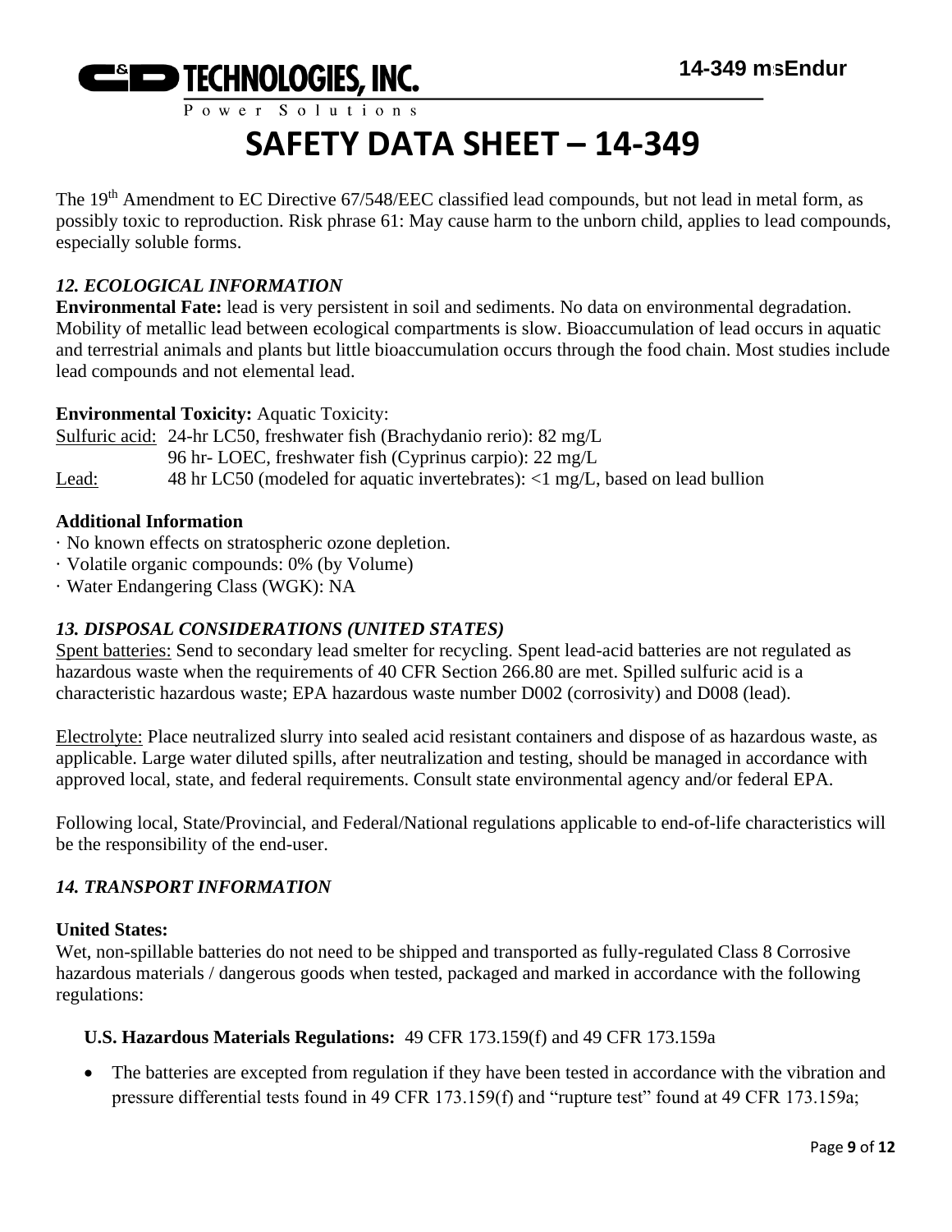The 19th Amendment to EC Directive 67/548/EEC classified lead compounds, but not lead in metal form, as possibly toxic to reproduction. Risk phrase 61: May cause harm to the unborn child, applies to lead compounds, especially soluble forms.

### *12. ECOLOGICAL INFORMATION*

**Environmental Fate:** lead is very persistent in soil and sediments. No data on environmental degradation. Mobility of metallic lead between ecological compartments is slow. Bioaccumulation of lead occurs in aquatic and terrestrial animals and plants but little bioaccumulation occurs through the food chain. Most studies include lead compounds and not elemental lead.

**Environmental Toxicity:** Aquatic Toxicity:

Sulfuric acid: 24-hr LC50, freshwater fish (Brachydanio rerio): 82 mg/L
96 hr- LOEC, freshwater fish (Cyprinus carpio): 22 mg/L

Lead: 48 hr LC50 (modeled for aquatic invertebrates): <1 mg/L, based on lead bullion

**Additional Information**

· No known effects on stratospheric ozone depletion.
· Volatile organic compounds: 0% (by Volume)
· Water Endangering Class (WGK): NA

### *13. DISPOSAL CONSIDERATIONS (UNITED STATES)*

Spent batteries: Send to secondary lead smelter for recycling. Spent lead-acid batteries are not regulated as hazardous waste when the requirements of 40 CFR Section 266.80 are met. Spilled sulfuric acid is a characteristic hazardous waste; EPA hazardous waste number D002 (corrosivity) and D008 (lead).

Electrolyte: Place neutralized slurry into sealed acid resistant containers and dispose of as hazardous waste, as applicable. Large water diluted spills, after neutralization and testing, should be managed in accordance with approved local, state, and federal requirements. Consult state environmental agency and/or federal EPA.

Following local, State/Provincial, and Federal/National regulations applicable to end-of-life characteristics will be the responsibility of the end-user.

### *14. TRANSPORT INFORMATION*

**United States:**

Wet, non-spillable batteries do not need to be shipped and transported as fully-regulated Class 8 Corrosive hazardous materials / dangerous goods when tested, packaged and marked in accordance with the following regulations:

**U.S. Hazardous Materials Regulations:** 49 CFR 173.159(f) and 49 CFR 173.159a

- The batteries are excepted from regulation if they have been tested in accordance with the vibration and pressure differential tests found in 49 CFR 173.159(f) and "rupture test" found at 49 CFR 173.159a;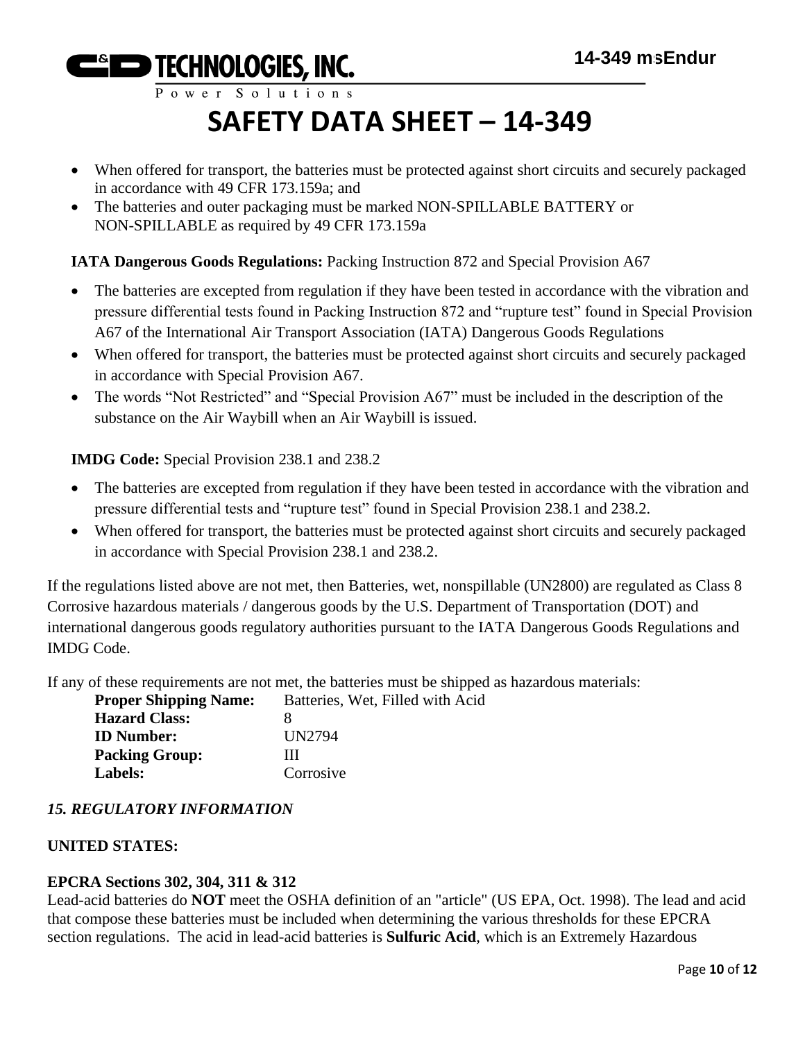- When offered for transport, the batteries must be protected against short circuits and securely packaged in accordance with 49 CFR 173.159a; and
- The batteries and outer packaging must be marked NON-SPILLABLE BATTERY or NON-SPILLABLE as required by 49 CFR 173.159a

**IATA Dangerous Goods Regulations:** Packing Instruction 872 and Special Provision A67

- The batteries are excepted from regulation if they have been tested in accordance with the vibration and pressure differential tests found in Packing Instruction 872 and "rupture test" found in Special Provision A67 of the International Air Transport Association (IATA) Dangerous Goods Regulations
- When offered for transport, the batteries must be protected against short circuits and securely packaged in accordance with Special Provision A67.
- The words "Not Restricted" and "Special Provision A67" must be included in the description of the substance on the Air Waybill when an Air Waybill is issued.

**IMDG Code:** Special Provision 238.1 and 238.2

- The batteries are excepted from regulation if they have been tested in accordance with the vibration and pressure differential tests and "rupture test" found in Special Provision 238.1 and 238.2.
- When offered for transport, the batteries must be protected against short circuits and securely packaged in accordance with Special Provision 238.1 and 238.2.

If the regulations listed above are not met, then Batteries, wet, nonspillable (UN2800) are regulated as Class 8 Corrosive hazardous materials / dangerous goods by the U.S. Department of Transportation (DOT) and international dangerous goods regulatory authorities pursuant to the IATA Dangerous Goods Regulations and IMDG Code.

If any of these requirements are not met, the batteries must be shipped as hazardous materials:

| | |
|---|---|
| **Proper Shipping Name:** | Batteries, Wet, Filled with Acid |
| **Hazard Class:** | 8 |
| **ID Number:** | UN2794 |
| **Packing Group:** | III |
| **Labels:** | Corrosive |

## *15. REGULATORY INFORMATION*

**UNITED STATES:**

**EPCRA Sections 302, 304, 311 & 312**

Lead-acid batteries do **NOT** meet the OSHA definition of an "article" (US EPA, Oct. 1998). The lead and acid that compose these batteries must be included when determining the various thresholds for these EPCRA section regulations. The acid in lead-acid batteries is **Sulfuric Acid**, which is an Extremely Hazardous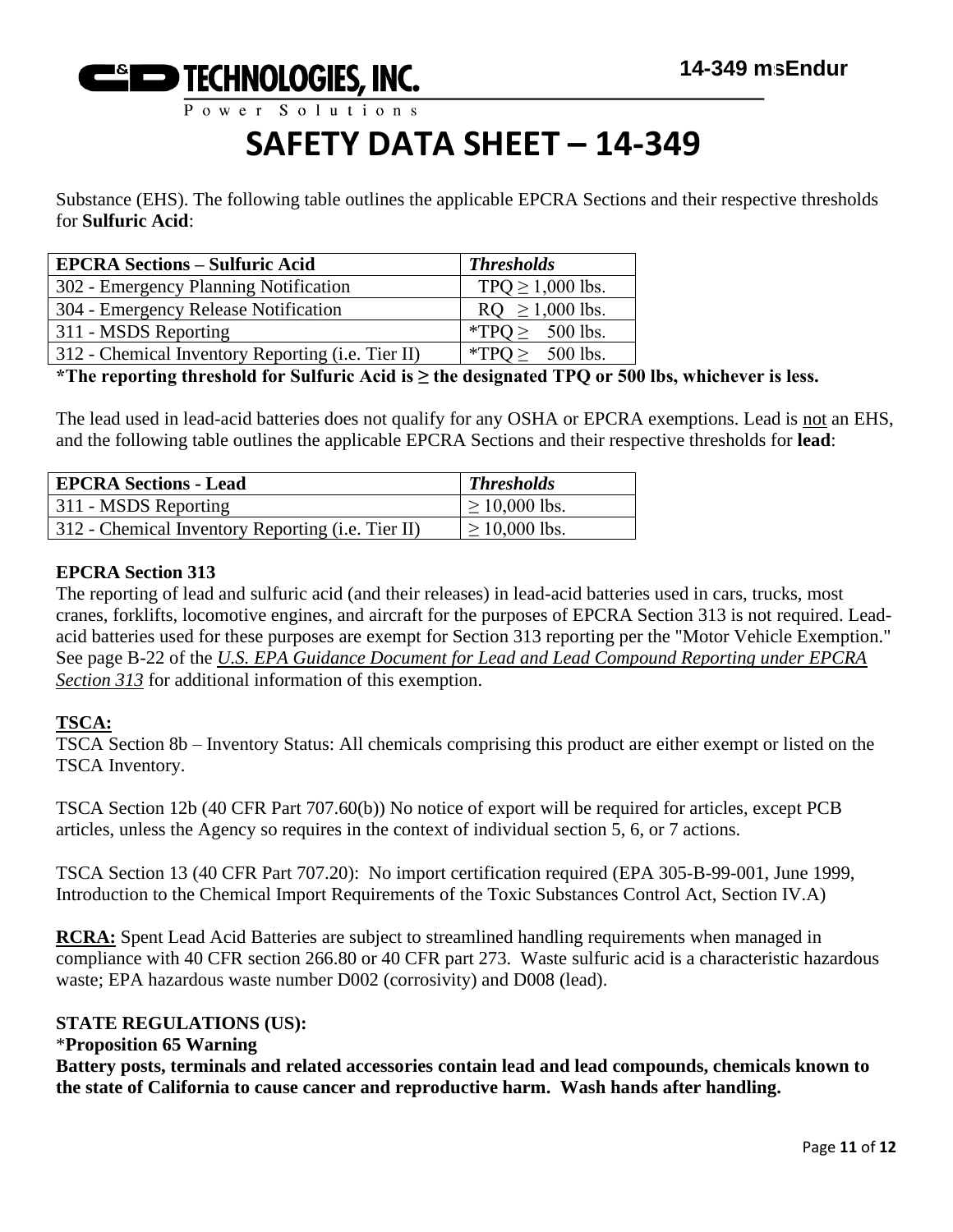Substance (EHS). The following table outlines the applicable EPCRA Sections and their respective thresholds for **Sulfuric Acid**:

| **EPCRA Sections – Sulfuric Acid** | ***Thresholds*** |
|---|---|
| 302 - Emergency Planning Notification | TPQ ≥ 1,000 lbs. |
| 304 - Emergency Release Notification | RQ ≥ 1,000 lbs. |
| 311 - MSDS Reporting | *TPQ ≥ 500 lbs. |
| 312 - Chemical Inventory Reporting (i.e. Tier II) | *TPQ ≥ 500 lbs. |

***The reporting threshold for Sulfuric Acid is ≥ the designated TPQ or 500 lbs, whichever is less.**

The lead used in lead-acid batteries does not qualify for any OSHA or EPCRA exemptions. Lead is not an EHS, and the following table outlines the applicable EPCRA Sections and their respective thresholds for **lead**:

| **EPCRA Sections - Lead** | ***Thresholds*** |
|---|---|
| 311 - MSDS Reporting | ≥ 10,000 lbs. |
| 312 - Chemical Inventory Reporting (i.e. Tier II) | ≥ 10,000 lbs. |

**EPCRA Section 313**

The reporting of lead and sulfuric acid (and their releases) in lead-acid batteries used in cars, trucks, most cranes, forklifts, locomotive engines, and aircraft for the purposes of EPCRA Section 313 is not required. Lead-acid batteries used for these purposes are exempt for Section 313 reporting per the "Motor Vehicle Exemption." See page B-22 of the *U.S. EPA Guidance Document for Lead and Lead Compound Reporting under EPCRA Section 313* for additional information of this exemption.

**TSCA:**

TSCA Section 8b – Inventory Status: All chemicals comprising this product are either exempt or listed on the TSCA Inventory.

TSCA Section 12b (40 CFR Part 707.60(b)) No notice of export will be required for articles, except PCB articles, unless the Agency so requires in the context of individual section 5, 6, or 7 actions.

TSCA Section 13 (40 CFR Part 707.20): No import certification required (EPA 305-B-99-001, June 1999, Introduction to the Chemical Import Requirements of the Toxic Substances Control Act, Section IV.A)

**RCRA:** Spent Lead Acid Batteries are subject to streamlined handling requirements when managed in compliance with 40 CFR section 266.80 or 40 CFR part 273. Waste sulfuric acid is a characteristic hazardous waste; EPA hazardous waste number D002 (corrosivity) and D008 (lead).

**STATE REGULATIONS (US):**

***Proposition 65 Warning**

**Battery posts, terminals and related accessories contain lead and lead compounds, chemicals known to the state of California to cause cancer and reproductive harm. Wash hands after handling.**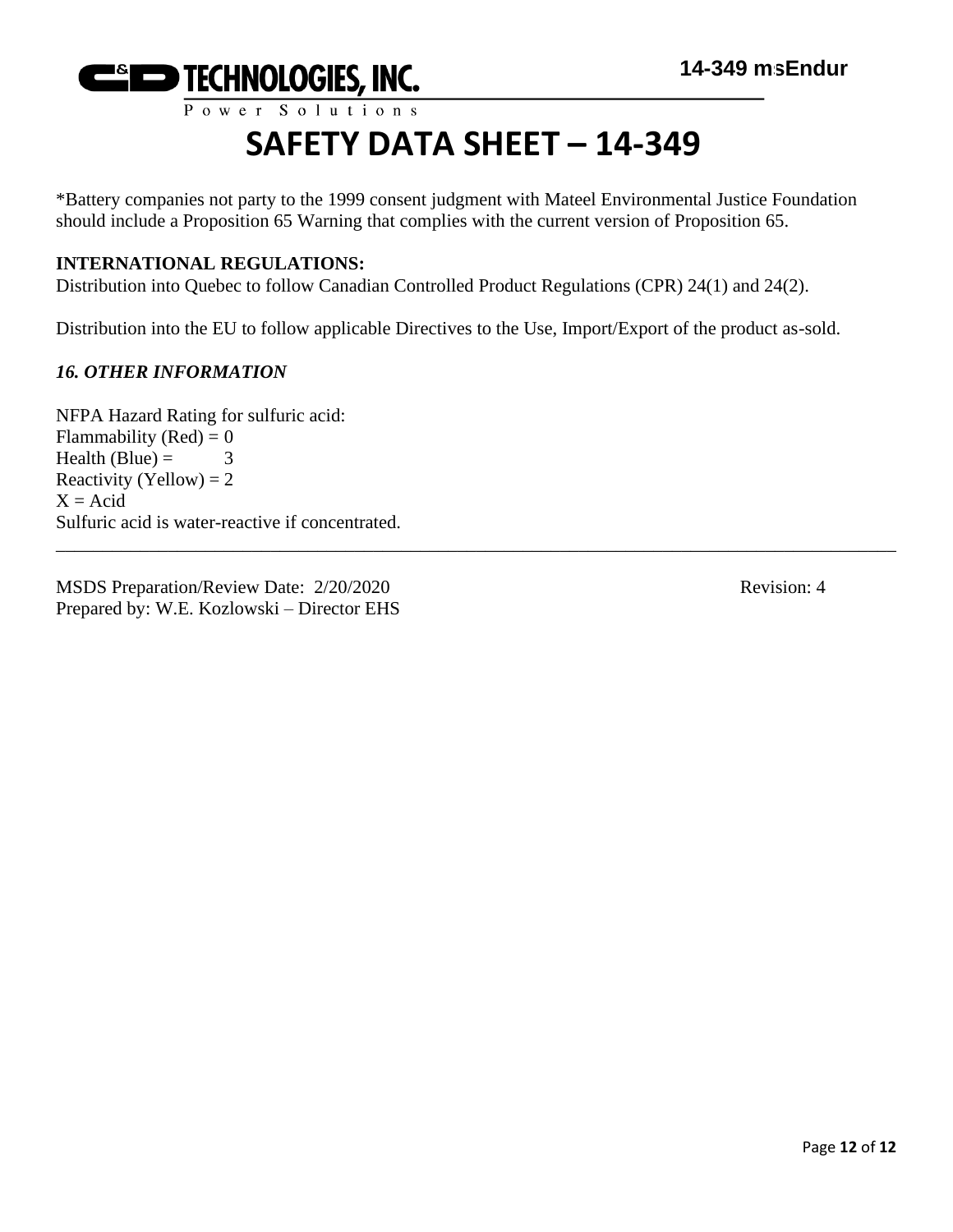*Battery companies not party to the 1999 consent judgment with Mateel Environmental Justice Foundation should include a Proposition 65 Warning that complies with the current version of Proposition 65.

**INTERNATIONAL REGULATIONS:**
Distribution into Quebec to follow Canadian Controlled Product Regulations (CPR) 24(1) and 24(2).

Distribution into the EU to follow applicable Directives to the Use, Import/Export of the product as-sold.

### *16. OTHER INFORMATION*

NFPA Hazard Rating for sulfuric acid:
Flammability (Red) = 0
Health (Blue) = 3
Reactivity (Yellow) = 2
X = Acid
Sulfuric acid is water-reactive if concentrated.

---

MSDS Preparation/Review Date: 2/20/2020 Revision: 4
Prepared by: W.E. Kozlowski – Director EHS